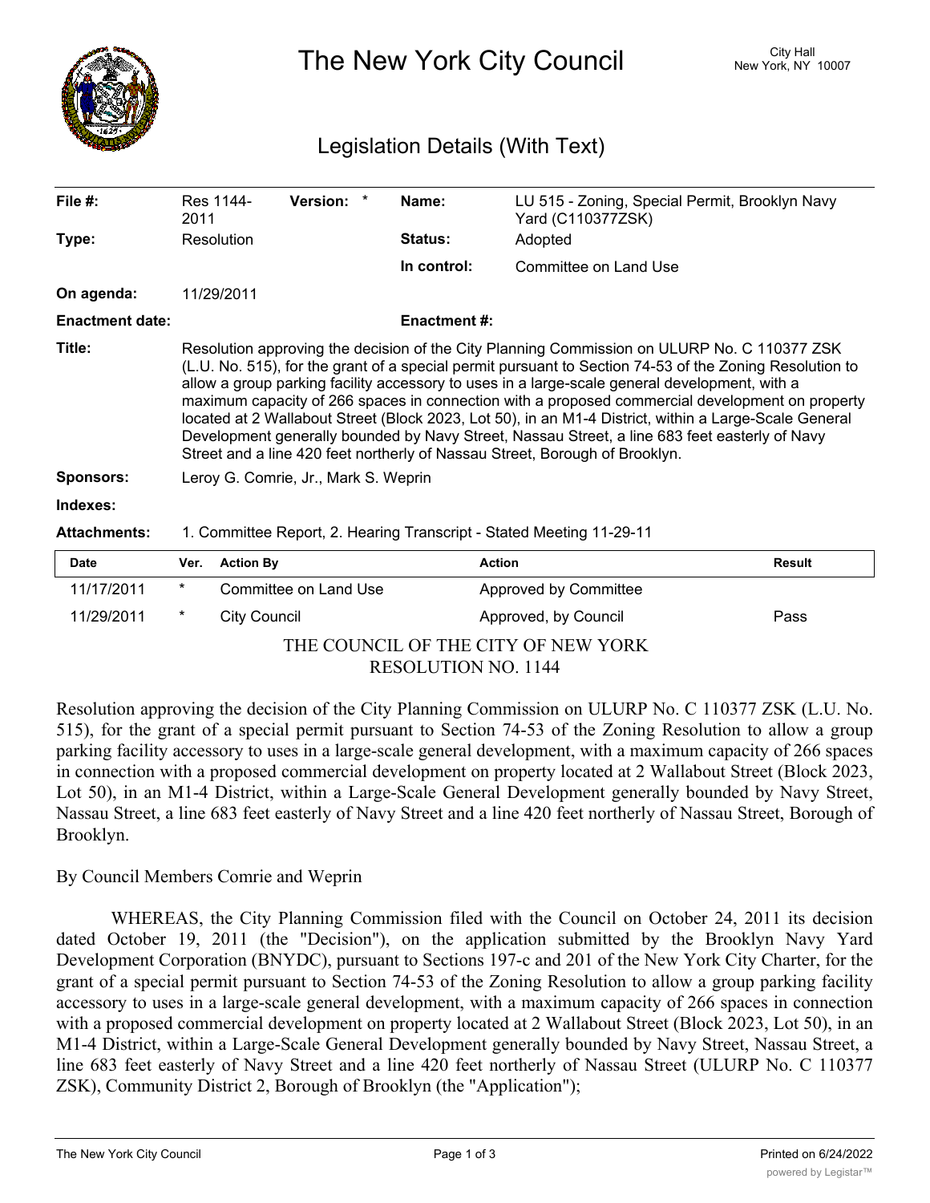# The New York City Council

City Hall
New York, NY 10007

## Legislation Details (With Text)

| | | | |
|---|---|---|---|
| **File #:** | Res 1144-2011 **Version:** * | **Name:** | LU 515 - Zoning, Special Permit, Brooklyn Navy Yard (C110377ZSK) |
| **Type:** | Resolution | **Status:** | Adopted |
| | | **In control:** | Committee on Land Use |
| **On agenda:** | 11/29/2011 | | |
| **Enactment date:** | | **Enactment #:** | |

**Title:** Resolution approving the decision of the City Planning Commission on ULURP No. C 110377 ZSK (L.U. No. 515), for the grant of a special permit pursuant to Section 74-53 of the Zoning Resolution to allow a group parking facility accessory to uses in a large-scale general development, with a maximum capacity of 266 spaces in connection with a proposed commercial development on property located at 2 Wallabout Street (Block 2023, Lot 50), in an M1-4 District, within a Large-Scale General Development generally bounded by Navy Street, Nassau Street, a line 683 feet easterly of Navy Street and a line 420 feet northerly of Nassau Street, Borough of Brooklyn.

**Sponsors:** Leroy G. Comrie, Jr., Mark S. Weprin

**Indexes:**

**Attachments:** 1. Committee Report, 2. Hearing Transcript - Stated Meeting 11-29-11

| Date | Ver. | Action By | Action | Result |
|---|---|---|---|---|
| 11/17/2011 | * | Committee on Land Use | Approved by Committee | |
| 11/29/2011 | * | City Council | Approved, by Council | Pass |

THE COUNCIL OF THE CITY OF NEW YORK
RESOLUTION NO. 1144

Resolution approving the decision of the City Planning Commission on ULURP No. C 110377 ZSK (L.U. No. 515), for the grant of a special permit pursuant to Section 74-53 of the Zoning Resolution to allow a group parking facility accessory to uses in a large-scale general development, with a maximum capacity of 266 spaces in connection with a proposed commercial development on property located at 2 Wallabout Street (Block 2023, Lot 50), in an M1-4 District, within a Large-Scale General Development generally bounded by Navy Street, Nassau Street, a line 683 feet easterly of Navy Street and a line 420 feet northerly of Nassau Street, Borough of Brooklyn.

By Council Members Comrie and Weprin

WHEREAS, the City Planning Commission filed with the Council on October 24, 2011 its decision dated October 19, 2011 (the "Decision"), on the application submitted by the Brooklyn Navy Yard Development Corporation (BNYDC), pursuant to Sections 197-c and 201 of the New York City Charter, for the grant of a special permit pursuant to Section 74-53 of the Zoning Resolution to allow a group parking facility accessory to uses in a large-scale general development, with a maximum capacity of 266 spaces in connection with a proposed commercial development on property located at 2 Wallabout Street (Block 2023, Lot 50), in an M1-4 District, within a Large-Scale General Development generally bounded by Navy Street, Nassau Street, a line 683 feet easterly of Navy Street and a line 420 feet northerly of Nassau Street (ULURP No. C 110377 ZSK), Community District 2, Borough of Brooklyn (the "Application");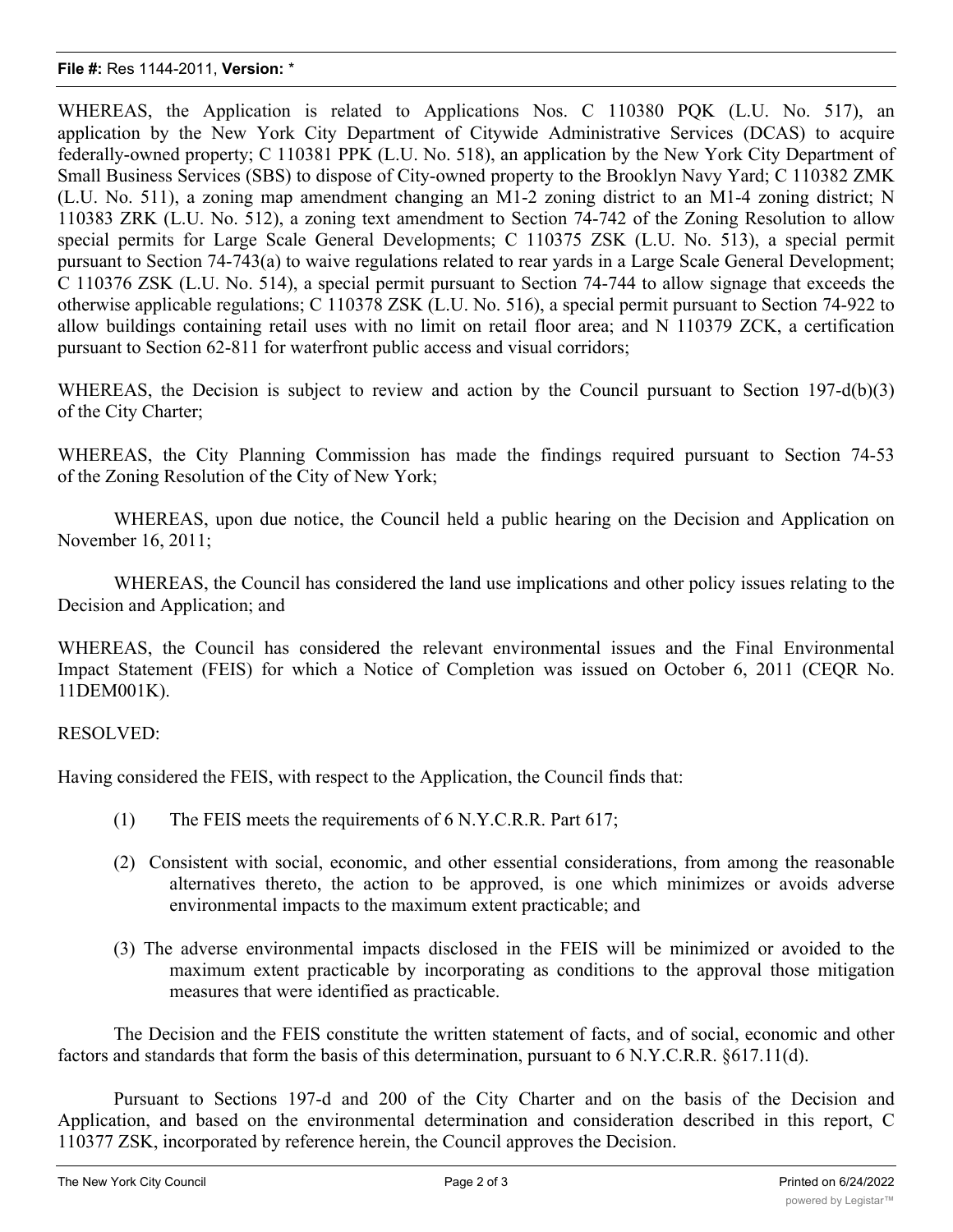WHEREAS, the Application is related to Applications Nos. C 110380 PQK (L.U. No. 517), an application by the New York City Department of Citywide Administrative Services (DCAS) to acquire federally-owned property; C 110381 PPK (L.U. No. 518), an application by the New York City Department of Small Business Services (SBS) to dispose of City-owned property to the Brooklyn Navy Yard; C 110382 ZMK (L.U. No. 511), a zoning map amendment changing an M1-2 zoning district to an M1-4 zoning district; N 110383 ZRK (L.U. No. 512), a zoning text amendment to Section 74-742 of the Zoning Resolution to allow special permits for Large Scale General Developments; C 110375 ZSK (L.U. No. 513), a special permit pursuant to Section 74-743(a) to waive regulations related to rear yards in a Large Scale General Development; C 110376 ZSK (L.U. No. 514), a special permit pursuant to Section 74-744 to allow signage that exceeds the otherwise applicable regulations; C 110378 ZSK (L.U. No. 516), a special permit pursuant to Section 74-922 to allow buildings containing retail uses with no limit on retail floor area; and N 110379 ZCK, a certification pursuant to Section 62-811 for waterfront public access and visual corridors;

WHEREAS, the Decision is subject to review and action by the Council pursuant to Section 197-d(b)(3) of the City Charter;

WHEREAS, the City Planning Commission has made the findings required pursuant to Section 74-53 of the Zoning Resolution of the City of New York;

WHEREAS, upon due notice, the Council held a public hearing on the Decision and Application on November 16, 2011;

WHEREAS, the Council has considered the land use implications and other policy issues relating to the Decision and Application; and

WHEREAS, the Council has considered the relevant environmental issues and the Final Environmental Impact Statement (FEIS) for which a Notice of Completion was issued on October 6, 2011 (CEQR No. 11DEM001K).

RESOLVED:

Having considered the FEIS, with respect to the Application, the Council finds that:

(1) The FEIS meets the requirements of 6 N.Y.C.R.R. Part 617;

(2) Consistent with social, economic, and other essential considerations, from among the reasonable alternatives thereto, the action to be approved, is one which minimizes or avoids adverse environmental impacts to the maximum extent practicable; and

(3) The adverse environmental impacts disclosed in the FEIS will be minimized or avoided to the maximum extent practicable by incorporating as conditions to the approval those mitigation measures that were identified as practicable.

The Decision and the FEIS constitute the written statement of facts, and of social, economic and other factors and standards that form the basis of this determination, pursuant to 6 N.Y.C.R.R. §617.11(d).

Pursuant to Sections 197-d and 200 of the City Charter and on the basis of the Decision and Application, and based on the environmental determination and consideration described in this report, C 110377 ZSK, incorporated by reference herein, the Council approves the Decision.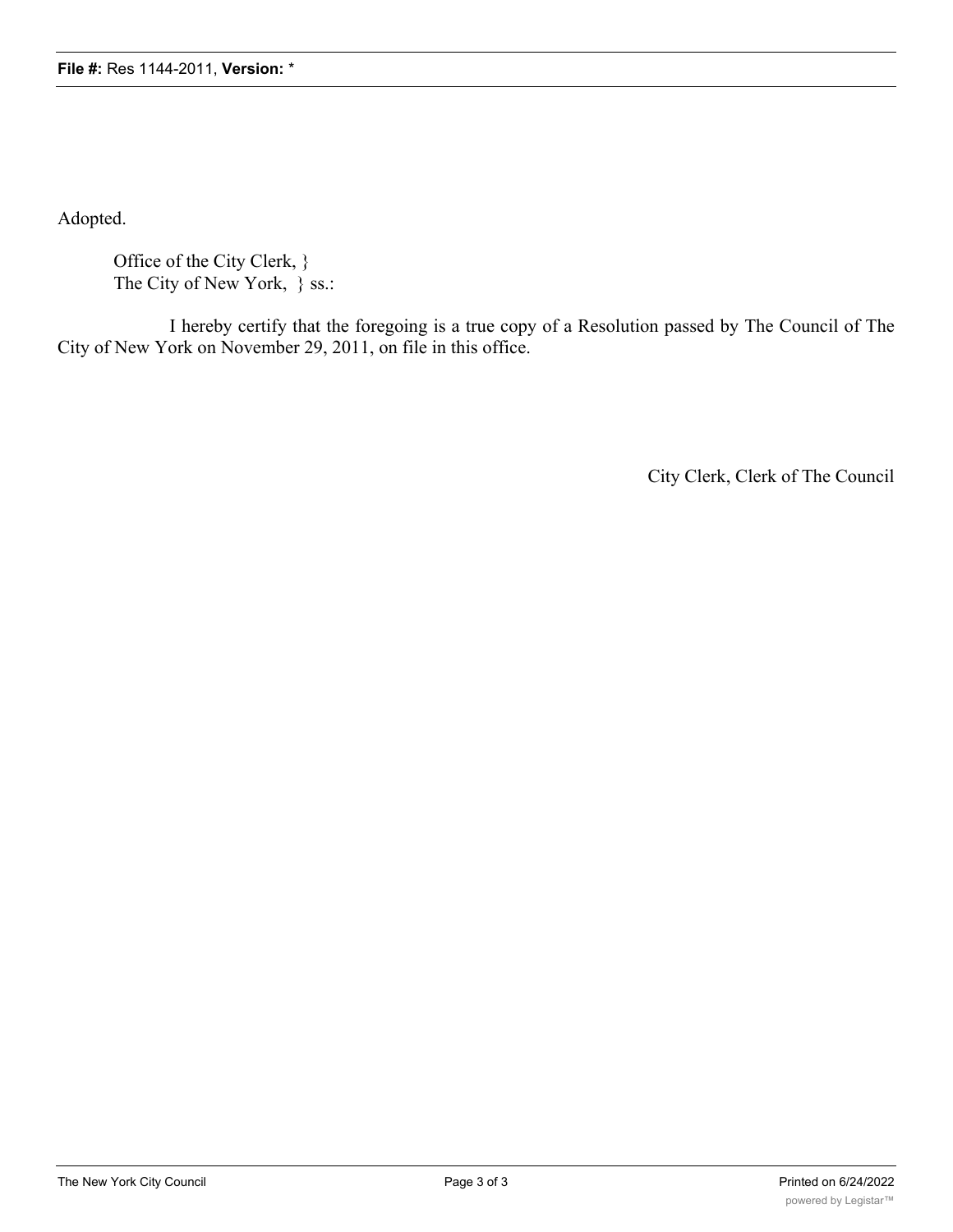Adopted.

Office of the City Clerk, }
The City of New York, } ss.:

I hereby certify that the foregoing is a true copy of a Resolution passed by The Council of The City of New York on November 29, 2011, on file in this office.

City Clerk, Clerk of The Council